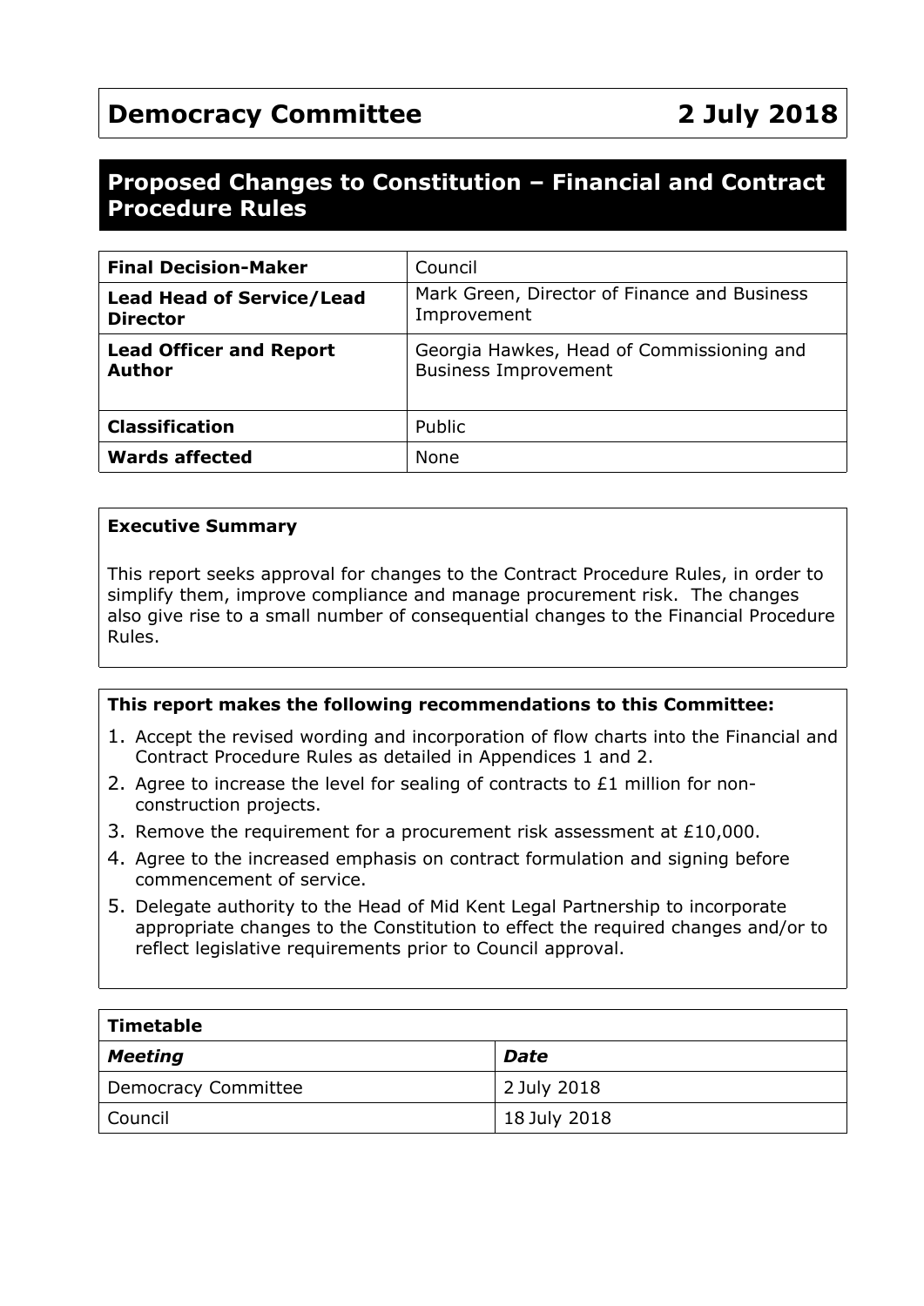| Democracy Committee | 2 July 2018 |
| --- | --- |

# Proposed Changes to Constitution – Financial and Contract Procedure Rules

| | |
| --- | --- |
| **Final Decision-Maker** | Council |
| **Lead Head of Service/Lead Director** | Mark Green, Director of Finance and Business Improvement |
| **Lead Officer and Report Author** | Georgia Hawkes, Head of Commissioning and Business Improvement |
| **Classification** | Public |
| **Wards affected** | None |

**Executive Summary**

This report seeks approval for changes to the Contract Procedure Rules, in order to simplify them, improve compliance and manage procurement risk. The changes also give rise to a small number of consequential changes to the Financial Procedure Rules.

**This report makes the following recommendations to this Committee:**

1. Accept the revised wording and incorporation of flow charts into the Financial and Contract Procedure Rules as detailed in Appendices 1 and 2.
2. Agree to increase the level for sealing of contracts to £1 million for non-construction projects.
3. Remove the requirement for a procurement risk assessment at £10,000.
4. Agree to the increased emphasis on contract formulation and signing before commencement of service.
5. Delegate authority to the Head of Mid Kent Legal Partnership to incorporate appropriate changes to the Constitution to effect the required changes and/or to reflect legislative requirements prior to Council approval.

| **Timetable** | |
| --- | --- |
| ***Meeting*** | ***Date*** |
| Democracy Committee | 2 July 2018 |
| Council | 18 July 2018 |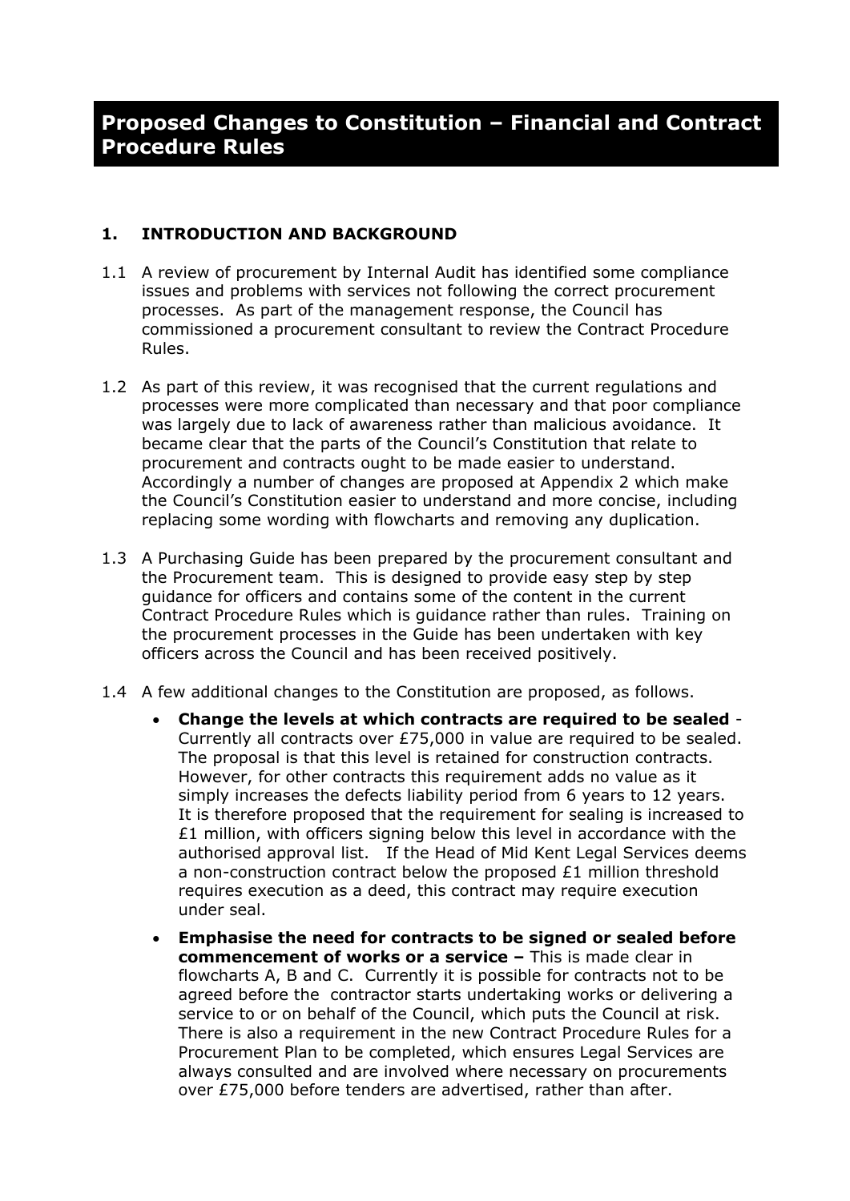# Proposed Changes to Constitution – Financial and Contract Procedure Rules

## 1. INTRODUCTION AND BACKGROUND

1.1 A review of procurement by Internal Audit has identified some compliance issues and problems with services not following the correct procurement processes. As part of the management response, the Council has commissioned a procurement consultant to review the Contract Procedure Rules.

1.2 As part of this review, it was recognised that the current regulations and processes were more complicated than necessary and that poor compliance was largely due to lack of awareness rather than malicious avoidance. It became clear that the parts of the Council's Constitution that relate to procurement and contracts ought to be made easier to understand. Accordingly a number of changes are proposed at Appendix 2 which make the Council's Constitution easier to understand and more concise, including replacing some wording with flowcharts and removing any duplication.

1.3 A Purchasing Guide has been prepared by the procurement consultant and the Procurement team. This is designed to provide easy step by step guidance for officers and contains some of the content in the current Contract Procedure Rules which is guidance rather than rules. Training on the procurement processes in the Guide has been undertaken with key officers across the Council and has been received positively.

1.4 A few additional changes to the Constitution are proposed, as follows.

- **Change the levels at which contracts are required to be sealed** - Currently all contracts over £75,000 in value are required to be sealed. The proposal is that this level is retained for construction contracts. However, for other contracts this requirement adds no value as it simply increases the defects liability period from 6 years to 12 years. It is therefore proposed that the requirement for sealing is increased to £1 million, with officers signing below this level in accordance with the authorised approval list. If the Head of Mid Kent Legal Services deems a non-construction contract below the proposed £1 million threshold requires execution as a deed, this contract may require execution under seal.
- **Emphasise the need for contracts to be signed or sealed before commencement of works or a service –** This is made clear in flowcharts A, B and C. Currently it is possible for contracts not to be agreed before the contractor starts undertaking works or delivering a service to or on behalf of the Council, which puts the Council at risk. There is also a requirement in the new Contract Procedure Rules for a Procurement Plan to be completed, which ensures Legal Services are always consulted and are involved where necessary on procurements over £75,000 before tenders are advertised, rather than after.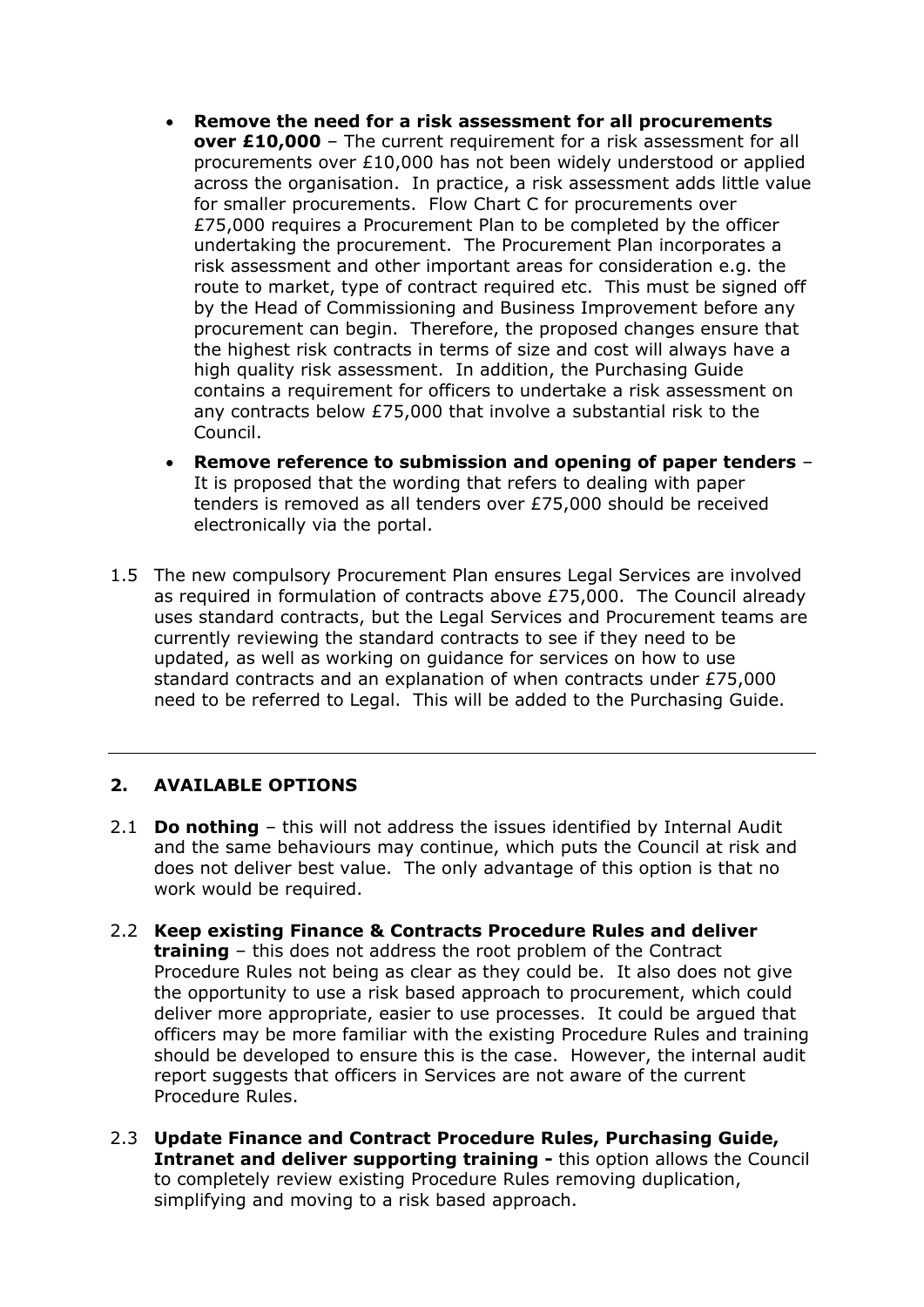- **Remove the need for a risk assessment for all procurements over £10,000** – The current requirement for a risk assessment for all procurements over £10,000 has not been widely understood or applied across the organisation. In practice, a risk assessment adds little value for smaller procurements. Flow Chart C for procurements over £75,000 requires a Procurement Plan to be completed by the officer undertaking the procurement. The Procurement Plan incorporates a risk assessment and other important areas for consideration e.g. the route to market, type of contract required etc. This must be signed off by the Head of Commissioning and Business Improvement before any procurement can begin. Therefore, the proposed changes ensure that the highest risk contracts in terms of size and cost will always have a high quality risk assessment. In addition, the Purchasing Guide contains a requirement for officers to undertake a risk assessment on any contracts below £75,000 that involve a substantial risk to the Council.
- **Remove reference to submission and opening of paper tenders** – It is proposed that the wording that refers to dealing with paper tenders is removed as all tenders over £75,000 should be received electronically via the portal.

1.5 The new compulsory Procurement Plan ensures Legal Services are involved as required in formulation of contracts above £75,000. The Council already uses standard contracts, but the Legal Services and Procurement teams are currently reviewing the standard contracts to see if they need to be updated, as well as working on guidance for services on how to use standard contracts and an explanation of when contracts under £75,000 need to be referred to Legal. This will be added to the Purchasing Guide.

---

## 2. AVAILABLE OPTIONS

2.1 **Do nothing** – this will not address the issues identified by Internal Audit and the same behaviours may continue, which puts the Council at risk and does not deliver best value. The only advantage of this option is that no work would be required.

2.2 **Keep existing Finance & Contracts Procedure Rules and deliver training** – this does not address the root problem of the Contract Procedure Rules not being as clear as they could be. It also does not give the opportunity to use a risk based approach to procurement, which could deliver more appropriate, easier to use processes. It could be argued that officers may be more familiar with the existing Procedure Rules and training should be developed to ensure this is the case. However, the internal audit report suggests that officers in Services are not aware of the current Procedure Rules.

2.3 **Update Finance and Contract Procedure Rules, Purchasing Guide, Intranet and deliver supporting training -** this option allows the Council to completely review existing Procedure Rules removing duplication, simplifying and moving to a risk based approach.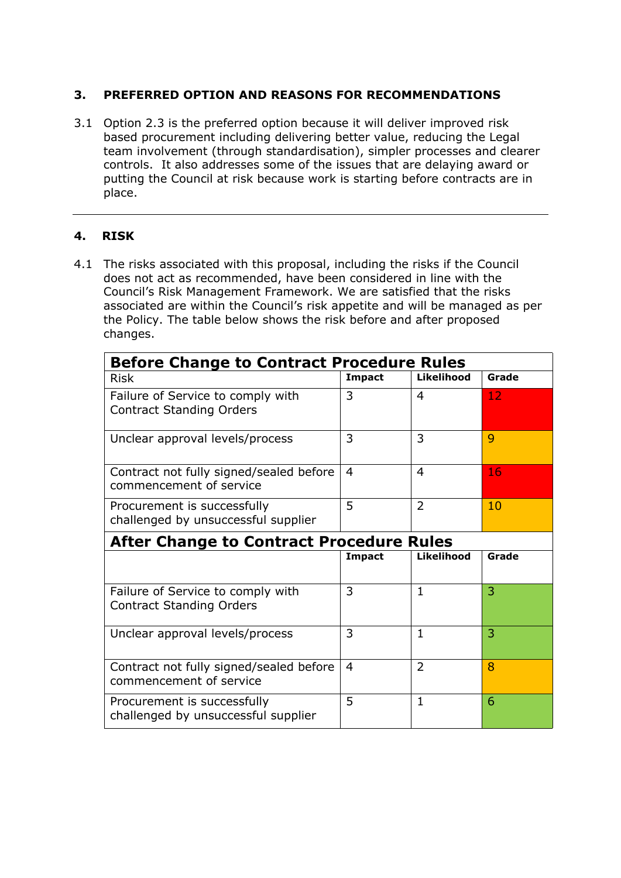## 3. PREFERRED OPTION AND REASONS FOR RECOMMENDATIONS

3.1 Option 2.3 is the preferred option because it will deliver improved risk based procurement including delivering better value, reducing the Legal team involvement (through standardisation), simpler processes and clearer controls. It also addresses some of the issues that are delaying award or putting the Council at risk because work is starting before contracts are in place.

---

## 4. RISK

4.1 The risks associated with this proposal, including the risks if the Council does not act as recommended, have been considered in line with the Council's Risk Management Framework. We are satisfied that the risks associated are within the Council's risk appetite and will be managed as per the Policy. The table below shows the risk before and after proposed changes.

| **Before Change to Contract Procedure Rules** | | | |
|---|---|---|---|
| Risk | **Impact** | **Likelihood** | **Grade** |
| Failure of Service to comply with Contract Standing Orders | 3 | 4 | 12 |
| Unclear approval levels/process | 3 | 3 | 9 |
| Contract not fully signed/sealed before commencement of service | 4 | 4 | 16 |
| Procurement is successfully challenged by unsuccessful supplier | 5 | 2 | 10 |
| **After Change to Contract Procedure Rules** | | | |
| | **Impact** | **Likelihood** | **Grade** |
| Failure of Service to comply with Contract Standing Orders | 3 | 1 | 3 |
| Unclear approval levels/process | 3 | 1 | 3 |
| Contract not fully signed/sealed before commencement of service | 4 | 2 | 8 |
| Procurement is successfully challenged by unsuccessful supplier | 5 | 1 | 6 |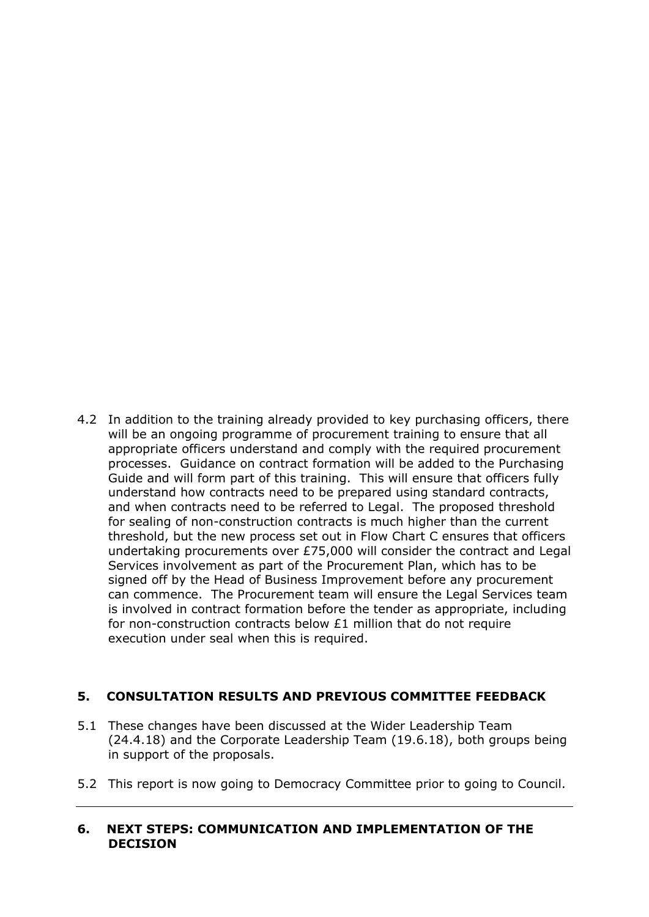4.2 In addition to the training already provided to key purchasing officers, there will be an ongoing programme of procurement training to ensure that all appropriate officers understand and comply with the required procurement processes. Guidance on contract formation will be added to the Purchasing Guide and will form part of this training. This will ensure that officers fully understand how contracts need to be prepared using standard contracts, and when contracts need to be referred to Legal. The proposed threshold for sealing of non-construction contracts is much higher than the current threshold, but the new process set out in Flow Chart C ensures that officers undertaking procurements over £75,000 will consider the contract and Legal Services involvement as part of the Procurement Plan, which has to be signed off by the Head of Business Improvement before any procurement can commence. The Procurement team will ensure the Legal Services team is involved in contract formation before the tender as appropriate, including for non-construction contracts below £1 million that do not require execution under seal when this is required.

## 5. CONSULTATION RESULTS AND PREVIOUS COMMITTEE FEEDBACK

5.1 These changes have been discussed at the Wider Leadership Team (24.4.18) and the Corporate Leadership Team (19.6.18), both groups being in support of the proposals.

5.2 This report is now going to Democracy Committee prior to going to Council.

---

## 6. NEXT STEPS: COMMUNICATION AND IMPLEMENTATION OF THE DECISION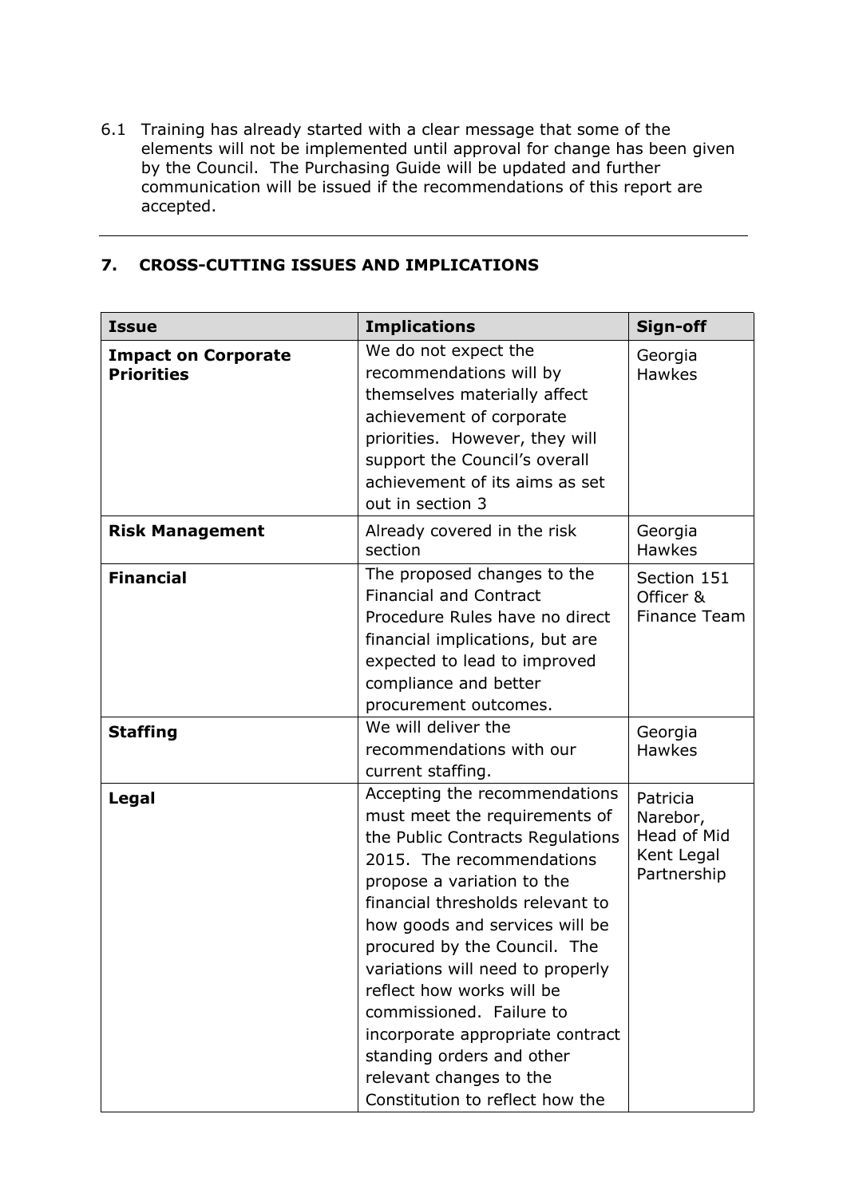6.1 Training has already started with a clear message that some of the elements will not be implemented until approval for change has been given by the Council. The Purchasing Guide will be updated and further communication will be issued if the recommendations of this report are accepted.

---

## 7. CROSS-CUTTING ISSUES AND IMPLICATIONS

| Issue | Implications | Sign-off |
|---|---|---|
| **Impact on Corporate Priorities** | We do not expect the recommendations will by themselves materially affect achievement of corporate priorities. However, they will support the Council's overall achievement of its aims as set out in section 3 | Georgia Hawkes |
| **Risk Management** | Already covered in the risk section | Georgia Hawkes |
| **Financial** | The proposed changes to the Financial and Contract Procedure Rules have no direct financial implications, but are expected to lead to improved compliance and better procurement outcomes. | Section 151 Officer & Finance Team |
| **Staffing** | We will deliver the recommendations with our current staffing. | Georgia Hawkes |
| **Legal** | Accepting the recommendations must meet the requirements of the Public Contracts Regulations 2015. The recommendations propose a variation to the financial thresholds relevant to how goods and services will be procured by the Council. The variations will need to properly reflect how works will be commissioned. Failure to incorporate appropriate contract standing orders and other relevant changes to the Constitution to reflect how the | Patricia Narebor, Head of Mid Kent Legal Partnership |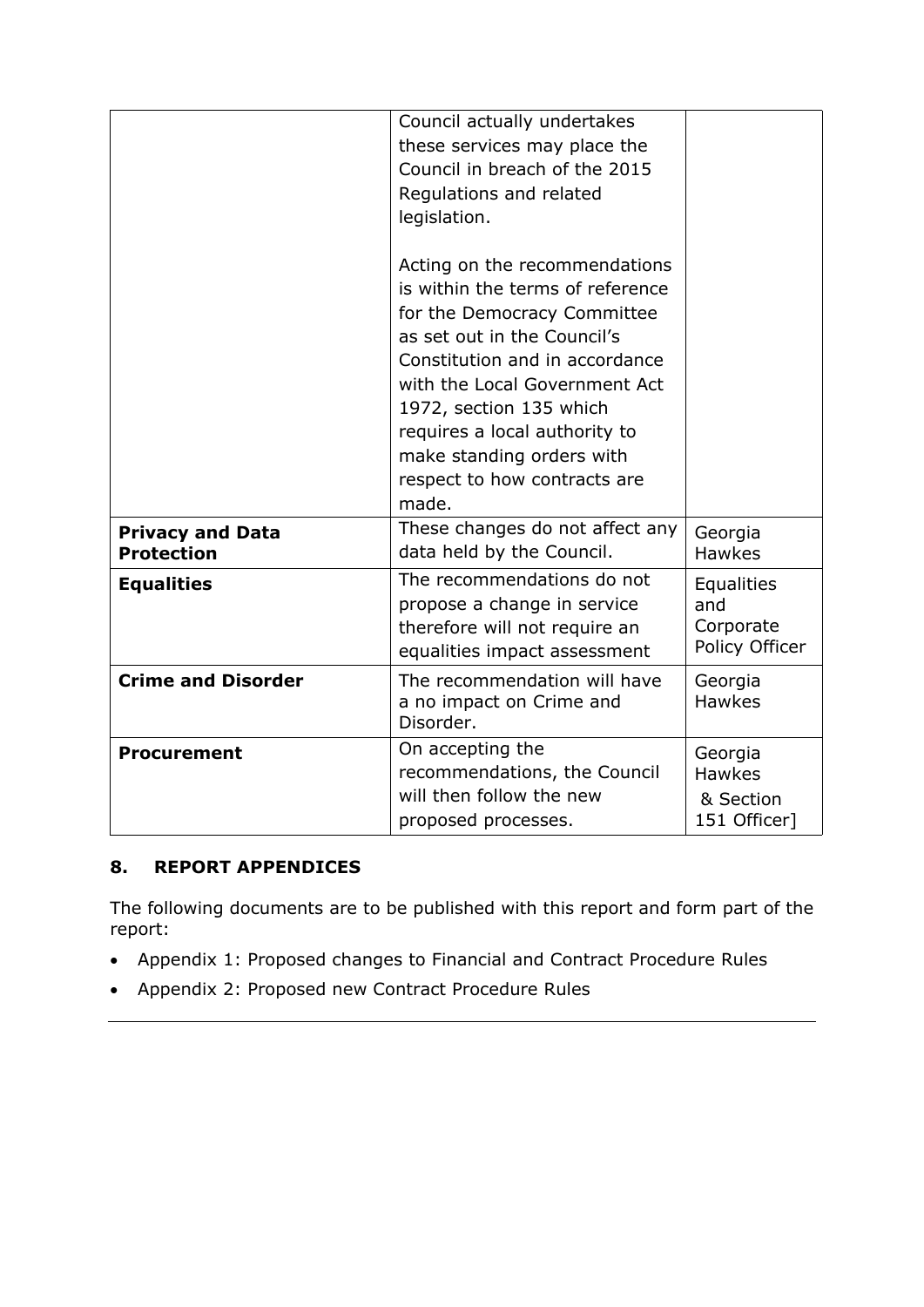| | | |
|---|---|---|
| | Council actually undertakes these services may place the Council in breach of the 2015 Regulations and related legislation.<br><br>Acting on the recommendations is within the terms of reference for the Democracy Committee as set out in the Council's Constitution and in accordance with the Local Government Act 1972, section 135 which requires a local authority to make standing orders with respect to how contracts are made. | |
| **Privacy and Data Protection** | These changes do not affect any data held by the Council. | Georgia Hawkes |
| **Equalities** | The recommendations do not propose a change in service therefore will not require an equalities impact assessment | Equalities and Corporate Policy Officer |
| **Crime and Disorder** | The recommendation will have a no impact on Crime and Disorder. | Georgia Hawkes |
| **Procurement** | On accepting the recommendations, the Council will then follow the new proposed processes. | Georgia Hawkes & Section 151 Officer] |

## 8. REPORT APPENDICES

The following documents are to be published with this report and form part of the report:

- Appendix 1: Proposed changes to Financial and Contract Procedure Rules
- Appendix 2: Proposed new Contract Procedure Rules